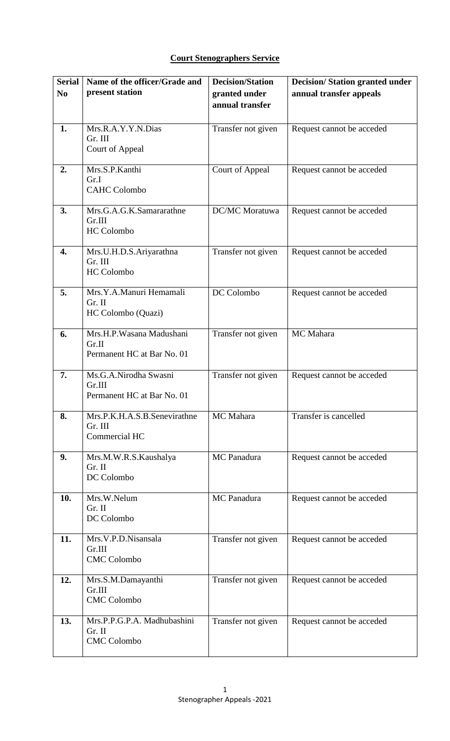**Court Stenographers Service**

| Serial No | Name of the officer/Grade and present station | Decision/Station granted under annual transfer | Decision/ Station granted under annual transfer appeals |
|---|---|---|---|
| 1. | Mrs.R.A.Y.Y.N.Dias<br>Gr. III<br>Court of Appeal | Transfer not given | Request cannot be acceded |
| 2. | Mrs.S.P.Kanthi<br>Gr.I<br>CAHC Colombo | Court of Appeal | Request cannot be acceded |
| 3. | Mrs.G.A.G.K.Samararathne<br>Gr.III<br>HC Colombo | DC/MC Moratuwa | Request cannot be acceded |
| 4. | Mrs.U.H.D.S.Ariyarathna<br>Gr. III<br>HC Colombo | Transfer not given | Request cannot be acceded |
| 5. | Mrs.Y.A.Manuri Hemamali<br>Gr. II<br>HC Colombo (Quazi) | DC Colombo | Request cannot be acceded |
| 6. | Mrs.H.P.Wasana Madushani<br>Gr.II<br>Permanent HC at Bar No. 01 | Transfer not given | MC Mahara |
| 7. | Ms.G.A.Nirodha Swasni<br>Gr.III<br>Permanent HC at Bar No. 01 | Transfer not given | Request cannot be acceded |
| 8. | Mrs.P.K.H.A.S.B.Senevirathne<br>Gr. III<br>Commercial HC | MC Mahara | Transfer is cancelled |
| 9. | Mrs.M.W.R.S.Kaushalya<br>Gr. II<br>DC Colombo | MC Panadura | Request cannot be acceded |
| 10. | Mrs.W.Nelum<br>Gr. II<br>DC Colombo | MC Panadura | Request cannot be acceded |
| 11. | Mrs.V.P.D.Nisansala<br>Gr.III<br>CMC Colombo | Transfer not given | Request cannot be acceded |
| 12. | Mrs.S.M.Damayanthi<br>Gr.III<br>CMC Colombo | Transfer not given | Request cannot be acceded |
| 13. | Mrs.P.P.G.P.A. Madhubashini<br>Gr. II<br>CMC Colombo | Transfer not given | Request cannot be acceded |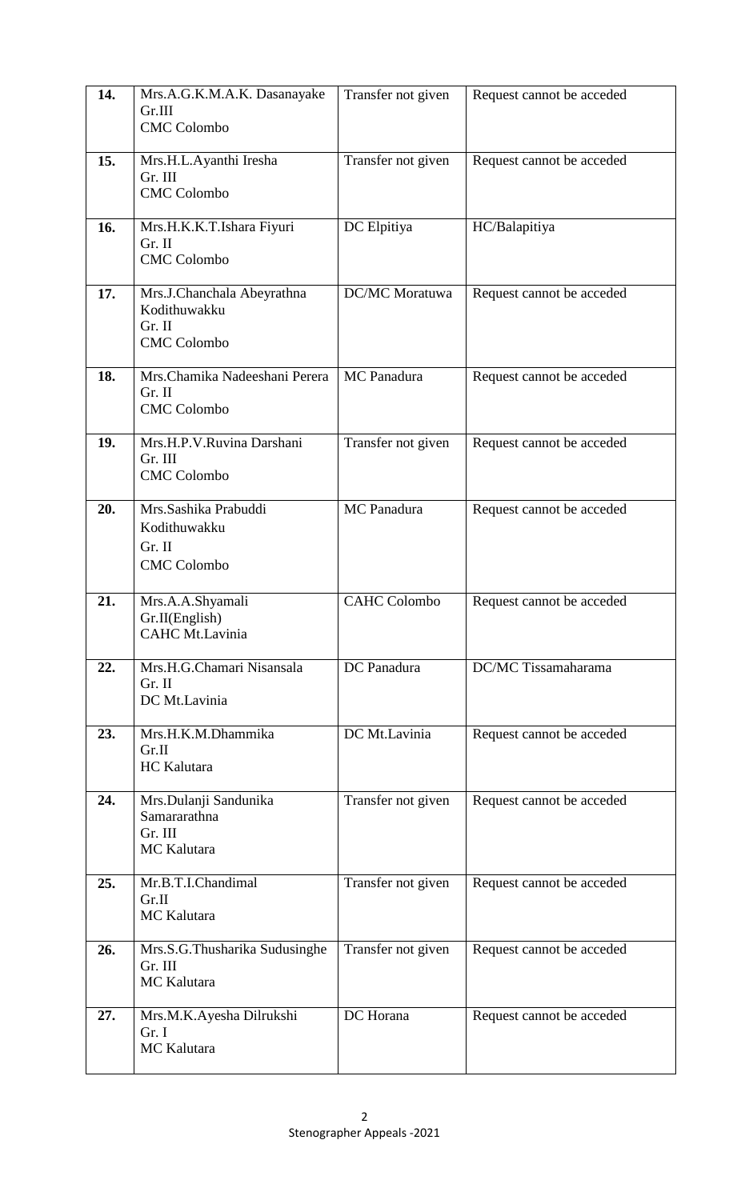| | | | |
|---|---|---|---|
| **14.** | Mrs.A.G.K.M.A.K. Dasanayake<br>Gr.III<br>CMC Colombo | Transfer not given | Request cannot be acceded |
| **15.** | Mrs.H.L.Ayanthi Iresha<br>Gr. III<br>CMC Colombo | Transfer not given | Request cannot be acceded |
| **16.** | Mrs.H.K.K.T.Ishara Fiyuri<br>Gr. II<br>CMC Colombo | DC Elpitiya | HC/Balapitiya |
| **17.** | Mrs.J.Chanchala Abeyrathna Kodithuwakku<br>Gr. II<br>CMC Colombo | DC/MC Moratuwa | Request cannot be acceded |
| **18.** | Mrs.Chamika Nadeeshani Perera<br>Gr. II<br>CMC Colombo | MC Panadura | Request cannot be acceded |
| **19.** | Mrs.H.P.V.Ruvina Darshani<br>Gr. III<br>CMC Colombo | Transfer not given | Request cannot be acceded |
| **20.** | Mrs.Sashika Prabuddi Kodithuwakku<br>Gr. II<br>CMC Colombo | MC Panadura | Request cannot be acceded |
| **21.** | Mrs.A.A.Shyamali<br>Gr.II(English)<br>CAHC Mt.Lavinia | CAHC Colombo | Request cannot be acceded |
| **22.** | Mrs.H.G.Chamari Nisansala<br>Gr. II<br>DC Mt.Lavinia | DC Panadura | DC/MC Tissamaharama |
| **23.** | Mrs.H.K.M.Dhammika<br>Gr.II<br>HC Kalutara | DC Mt.Lavinia | Request cannot be acceded |
| **24.** | Mrs.Dulanji Sandunika Samararathna<br>Gr. III<br>MC Kalutara | Transfer not given | Request cannot be acceded |
| **25.** | Mr.B.T.I.Chandimal<br>Gr.II<br>MC Kalutara | Transfer not given | Request cannot be acceded |
| **26.** | Mrs.S.G.Thusharika Sudusinghe<br>Gr. III<br>MC Kalutara | Transfer not given | Request cannot be acceded |
| **27.** | Mrs.M.K.Ayesha Dilrukshi<br>Gr. I<br>MC Kalutara | DC Horana | Request cannot be acceded |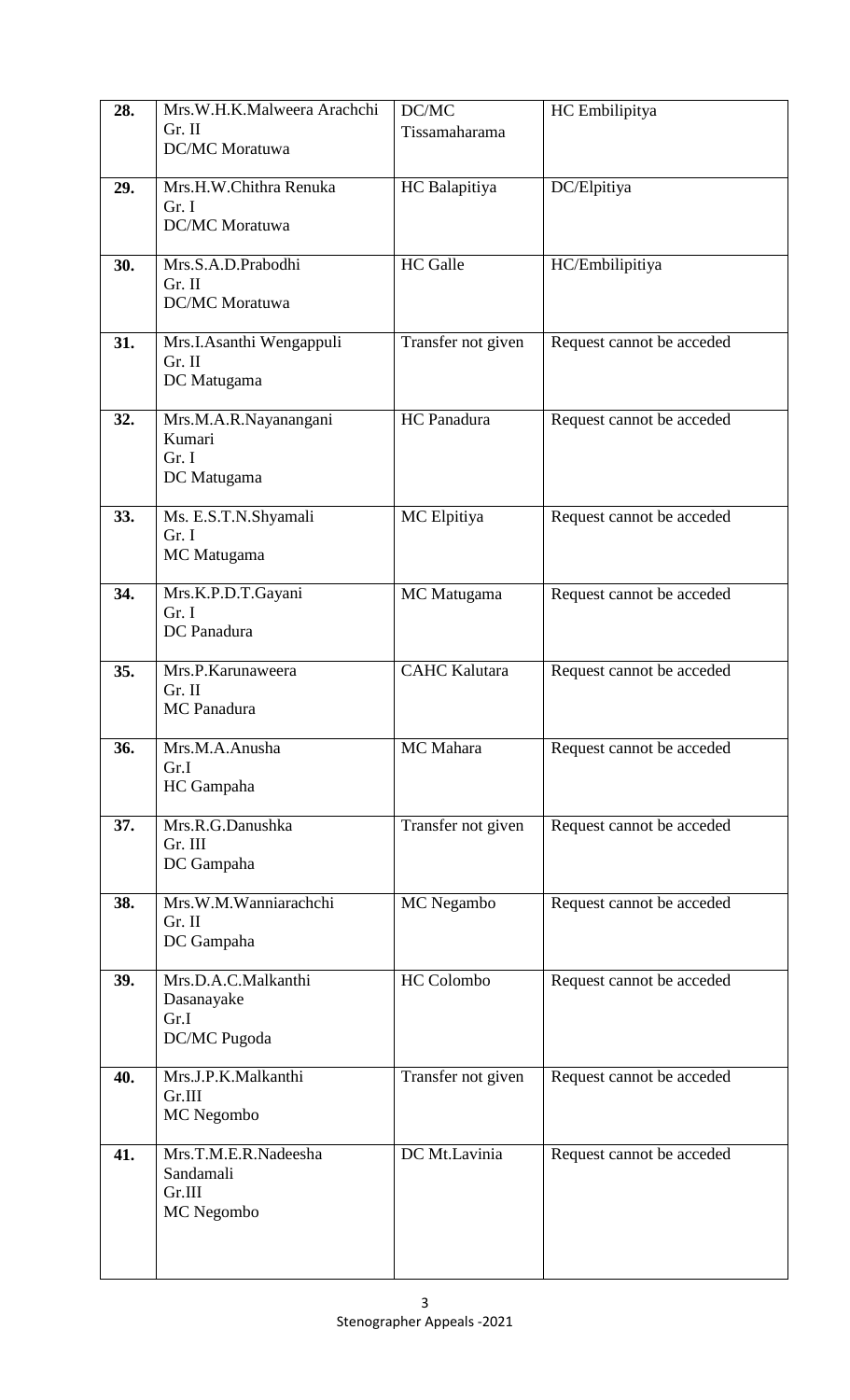| | | | |
|---|---|---|---|
| **28.** | Mrs.W.H.K.Malweera Arachchi Gr. II DC/MC Moratuwa | DC/MC Tissamaharama | HC Embilipitya |
| **29.** | Mrs.H.W.Chithra Renuka Gr. I DC/MC Moratuwa | HC Balapitiya | DC/Elpitiya |
| **30.** | Mrs.S.A.D.Prabodhi Gr. II DC/MC Moratuwa | HC Galle | HC/Embilipitiya |
| **31.** | Mrs.I.Asanthi Wengappuli Gr. II DC Matugama | Transfer not given | Request cannot be acceded |
| **32.** | Mrs.M.A.R.Nayanangani Kumari Gr. I DC Matugama | HC Panadura | Request cannot be acceded |
| **33.** | Ms. E.S.T.N.Shyamali Gr. I MC Matugama | MC Elpitiya | Request cannot be acceded |
| **34.** | Mrs.K.P.D.T.Gayani Gr. I DC Panadura | MC Matugama | Request cannot be acceded |
| **35.** | Mrs.P.Karunaweera Gr. II MC Panadura | CAHC Kalutara | Request cannot be acceded |
| **36.** | Mrs.M.A.Anusha Gr.I HC Gampaha | MC Mahara | Request cannot be acceded |
| **37.** | Mrs.R.G.Danushka Gr. III DC Gampaha | Transfer not given | Request cannot be acceded |
| **38.** | Mrs.W.M.Wanniarachchi Gr. II DC Gampaha | MC Negambo | Request cannot be acceded |
| **39.** | Mrs.D.A.C.Malkanthi Dasanayake Gr.I DC/MC Pugoda | HC Colombo | Request cannot be acceded |
| **40.** | Mrs.J.P.K.Malkanthi Gr.III MC Negombo | Transfer not given | Request cannot be acceded |
| **41.** | Mrs.T.M.E.R.Nadeesha Sandamali Gr.III MC Negombo | DC Mt.Lavinia | Request cannot be acceded |

Stenographer Appeals -2021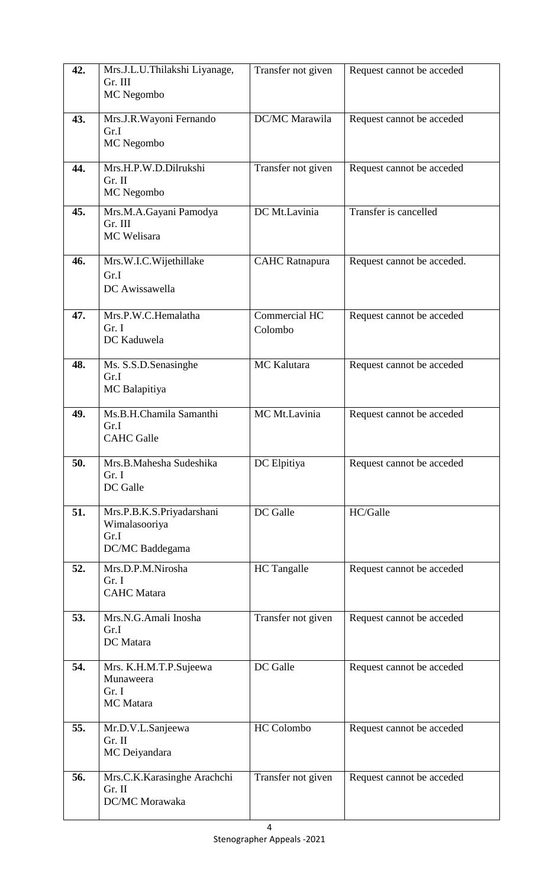| **42.** | Mrs.J.L.U.Thilakshi Liyanage, Gr. III MC Negombo | Transfer not given | Request cannot be acceded |
|---|---|---|---|
| **43.** | Mrs.J.R.Wayoni Fernando Gr.I MC Negombo | DC/MC Marawila | Request cannot be acceded |
| **44.** | Mrs.H.P.W.D.Dilrukshi Gr. II MC Negombo | Transfer not given | Request cannot be acceded |
| **45.** | Mrs.M.A.Gayani Pamodya Gr. III MC Welisara | DC Mt.Lavinia | Transfer is cancelled |
| **46.** | Mrs.W.I.C.Wijethillake Gr.I DC Awissawella | CAHC Ratnapura | Request cannot be acceded. |
| **47.** | Mrs.P.W.C.Hemalatha Gr. I DC Kaduwela | Commercial HC Colombo | Request cannot be acceded |
| **48.** | Ms. S.S.D.Senasinghe Gr.I MC Balapitiya | MC Kalutara | Request cannot be acceded |
| **49.** | Ms.B.H.Chamila Samanthi Gr.I CAHC Galle | MC Mt.Lavinia | Request cannot be acceded |
| **50.** | Mrs.B.Mahesha Sudeshika Gr. I DC Galle | DC Elpitiya | Request cannot be acceded |
| **51.** | Mrs.P.B.K.S.Priyadarshani Wimalasooriya Gr.I DC/MC Baddegama | DC Galle | HC/Galle |
| **52.** | Mrs.D.P.M.Nirosha Gr. I CAHC Matara | HC Tangalle | Request cannot be acceded |
| **53.** | Mrs.N.G.Amali Inosha Gr.I DC Matara | Transfer not given | Request cannot be acceded |
| **54.** | Mrs. K.H.M.T.P.Sujeewa Munaweera Gr. I MC Matara | DC Galle | Request cannot be acceded |
| **55.** | Mr.D.V.L.Sanjeewa Gr. II MC Deiyandara | HC Colombo | Request cannot be acceded |
| **56.** | Mrs.C.K.Karasinghe Arachchi Gr. II DC/MC Morawaka | Transfer not given | Request cannot be acceded |

Stenographer Appeals -2021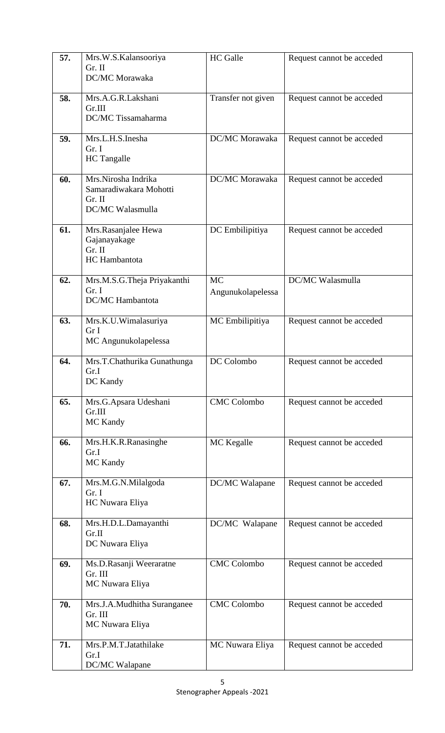| | | | |
|---|---|---|---|
| **57.** | Mrs.W.S.Kalansooriya<br>Gr. II<br>DC/MC Morawaka | HC Galle | Request cannot be acceded |
| **58.** | Mrs.A.G.R.Lakshani<br>Gr.III<br>DC/MC Tissamaharma | Transfer not given | Request cannot be acceded |
| **59.** | Mrs.L.H.S.Inesha<br>Gr. I<br>HC Tangalle | DC/MC Morawaka | Request cannot be acceded |
| **60.** | Mrs.Nirosha Indrika Samaradiwakara Mohotti<br>Gr. II<br>DC/MC Walasmulla | DC/MC Morawaka | Request cannot be acceded |
| **61.** | Mrs.Rasanjalee Hewa Gajanayakage<br>Gr. II<br>HC Hambantota | DC Embilipitiya | Request cannot be acceded |
| **62.** | Mrs.M.S.G.Theja Priyakanthi<br>Gr. I<br>DC/MC Hambantota | MC Angunukolapelessa | DC/MC Walasmulla |
| **63.** | Mrs.K.U.Wimalasuriya<br>Gr I<br>MC Angunukolapelessa | MC Embilipitiya | Request cannot be acceded |
| **64.** | Mrs.T.Chathurika Gunathunga<br>Gr.I<br>DC Kandy | DC Colombo | Request cannot be acceded |
| **65.** | Mrs.G.Apsara Udeshani<br>Gr.III<br>MC Kandy | CMC Colombo | Request cannot be acceded |
| **66.** | Mrs.H.K.R.Ranasinghe<br>Gr.I<br>MC Kandy | MC Kegalle | Request cannot be acceded |
| **67.** | Mrs.M.G.N.Milalgoda<br>Gr. I<br>HC Nuwara Eliya | DC/MC Walapane | Request cannot be acceded |
| **68.** | Mrs.H.D.L.Damayanthi<br>Gr.II<br>DC Nuwara Eliya | DC/MC Walapane | Request cannot be acceded |
| **69.** | Ms.D.Rasanji Weeraratne<br>Gr. III<br>MC Nuwara Eliya | CMC Colombo | Request cannot be acceded |
| **70.** | Mrs.J.A.Mudhitha Suranganee<br>Gr. III<br>MC Nuwara Eliya | CMC Colombo | Request cannot be acceded |
| **71.** | Mrs.P.M.T.Jatathilake<br>Gr.I<br>DC/MC Walapane | MC Nuwara Eliya | Request cannot be acceded |

Stenographer Appeals -2021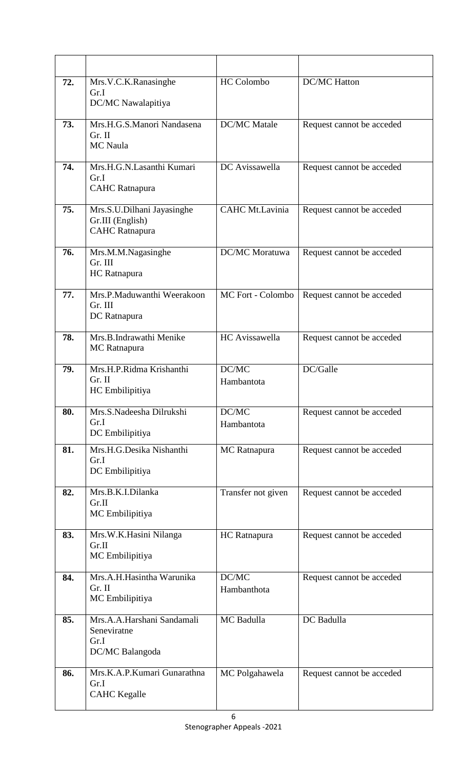| | | | |
|---|---|---|---|
| **72.** | Mrs.V.C.K.Ranasinghe<br>Gr.I<br>DC/MC Nawalapitiya | HC Colombo | DC/MC Hatton |
| **73.** | Mrs.H.G.S.Manori Nandasena<br>Gr. II<br>MC Naula | DC/MC Matale | Request cannot be acceded |
| **74.** | Mrs.H.G.N.Lasanthi Kumari<br>Gr.I<br>CAHC Ratnapura | DC Avissawella | Request cannot be acceded |
| **75.** | Mrs.S.U.Dilhani Jayasinghe<br>Gr.III (English)<br>CAHC Ratnapura | CAHC Mt.Lavinia | Request cannot be acceded |
| **76.** | Mrs.M.M.Nagasinghe<br>Gr. III<br>HC Ratnapura | DC/MC Moratuwa | Request cannot be acceded |
| **77.** | Mrs.P.Maduwanthi Weerakoon<br>Gr. III<br>DC Ratnapura | MC Fort - Colombo | Request cannot be acceded |
| **78.** | Mrs.B.Indrawathi Menike<br>MC Ratnapura | HC Avissawella | Request cannot be acceded |
| **79.** | Mrs.H.P.Ridma Krishanthi<br>Gr. II<br>HC Embilipitiya | DC/MC<br>Hambantota | DC/Galle |
| **80.** | Mrs.S.Nadeesha Dilrukshi<br>Gr.I<br>DC Embilipitiya | DC/MC<br>Hambantota | Request cannot be acceded |
| **81.** | Mrs.H.G.Desika Nishanthi<br>Gr.I<br>DC Embilipitiya | MC Ratnapura | Request cannot be acceded |
| **82.** | Mrs.B.K.I.Dilanka<br>Gr.II<br>MC Embilipitiya | Transfer not given | Request cannot be acceded |
| **83.** | Mrs.W.K.Hasini Nilanga<br>Gr.II<br>MC Embilipitiya | HC Ratnapura | Request cannot be acceded |
| **84.** | Mrs.A.H.Hasintha Warunika<br>Gr. II<br>MC Embilipitiya | DC/MC<br>Hambanthota | Request cannot be acceded |
| **85.** | Mrs.A.A.Harshani Sandamali<br>Seneviratne<br>Gr.I<br>DC/MC Balangoda | MC Badulla | DC Badulla |
| **86.** | Mrs.K.A.P.Kumari Gunarathna<br>Gr.I<br>CAHC Kegalle | MC Polgahawela | Request cannot be acceded |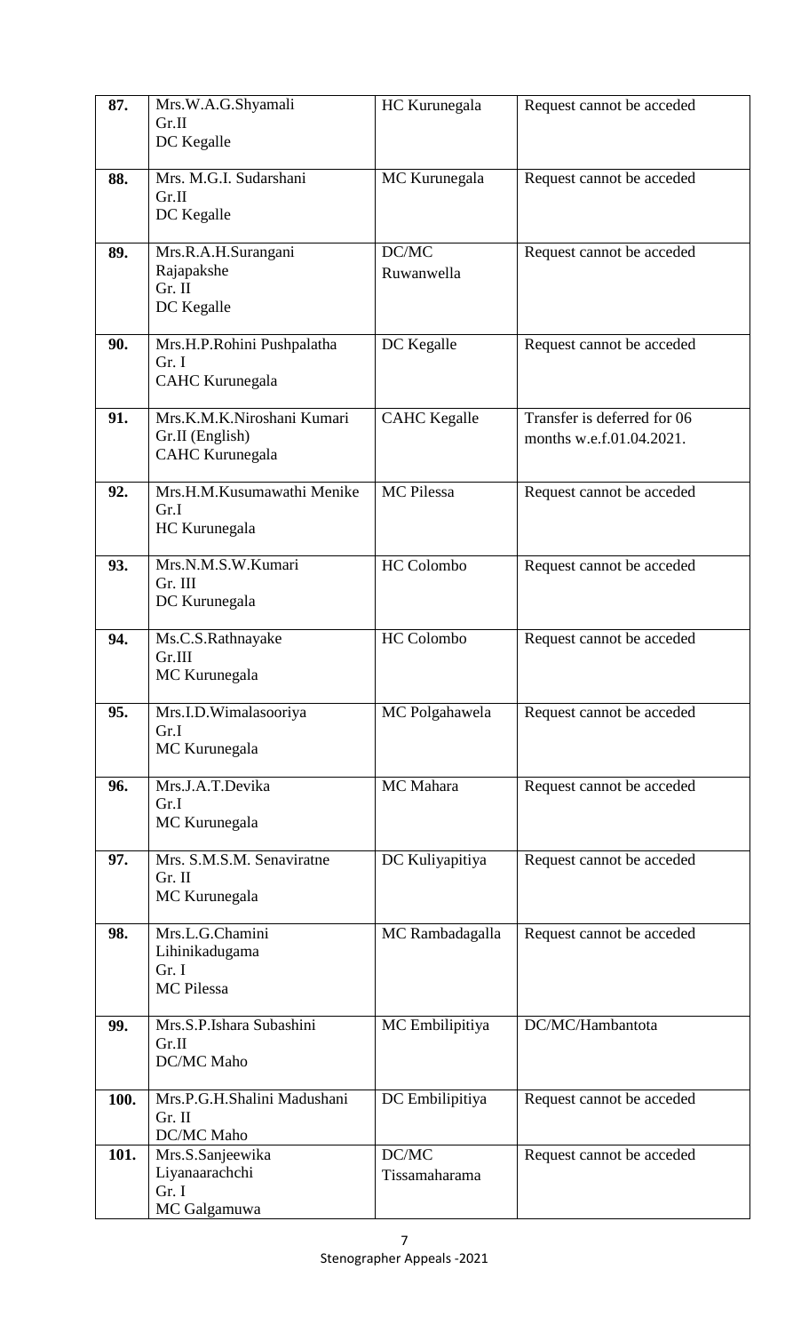| 87. | Mrs.W.A.G.Shyamali<br>Gr.II<br>DC Kegalle | HC Kurunegala | Request cannot be acceded |
|---|---|---|---|
| **88.** | Mrs. M.G.I. Sudarshani<br>Gr.II<br>DC Kegalle | MC Kurunegala | Request cannot be acceded |
| **89.** | Mrs.R.A.H.Surangani Rajapakshe<br>Gr. II<br>DC Kegalle | DC/MC Ruwanwella | Request cannot be acceded |
| **90.** | Mrs.H.P.Rohini Pushpalatha<br>Gr. I<br>CAHC Kurunegala | DC Kegalle | Request cannot be acceded |
| **91.** | Mrs.K.M.K.Niroshani Kumari<br>Gr.II (English)<br>CAHC Kurunegala | CAHC Kegalle | Transfer is deferred for 06 months w.e.f.01.04.2021. |
| **92.** | Mrs.H.M.Kusumawathi Menike<br>Gr.I<br>HC Kurunegala | MC Pilessa | Request cannot be acceded |
| **93.** | Mrs.N.M.S.W.Kumari<br>Gr. III<br>DC Kurunegala | HC Colombo | Request cannot be acceded |
| **94.** | Ms.C.S.Rathnayake<br>Gr.III<br>MC Kurunegala | HC Colombo | Request cannot be acceded |
| **95.** | Mrs.I.D.Wimalasooriya<br>Gr.I<br>MC Kurunegala | MC Polgahawela | Request cannot be acceded |
| **96.** | Mrs.J.A.T.Devika<br>Gr.I<br>MC Kurunegala | MC Mahara | Request cannot be acceded |
| **97.** | Mrs. S.M.S.M. Senaviratne<br>Gr. II<br>MC Kurunegala | DC Kuliyapitiya | Request cannot be acceded |
| **98.** | Mrs.L.G.Chamini Lihinikadugama<br>Gr. I<br>MC Pilessa | MC Rambadagalla | Request cannot be acceded |
| **99.** | Mrs.S.P.Ishara Subashini<br>Gr.II<br>DC/MC Maho | MC Embilipitiya | DC/MC/Hambantota |
| **100.** | Mrs.P.G.H.Shalini Madushani<br>Gr. II<br>DC/MC Maho | DC Embilipitiya | Request cannot be acceded |
| **101.** | Mrs.S.Sanjeewika Liyanaarachchi<br>Gr. I<br>MC Galgamuwa | DC/MC Tissamaharama | Request cannot be acceded |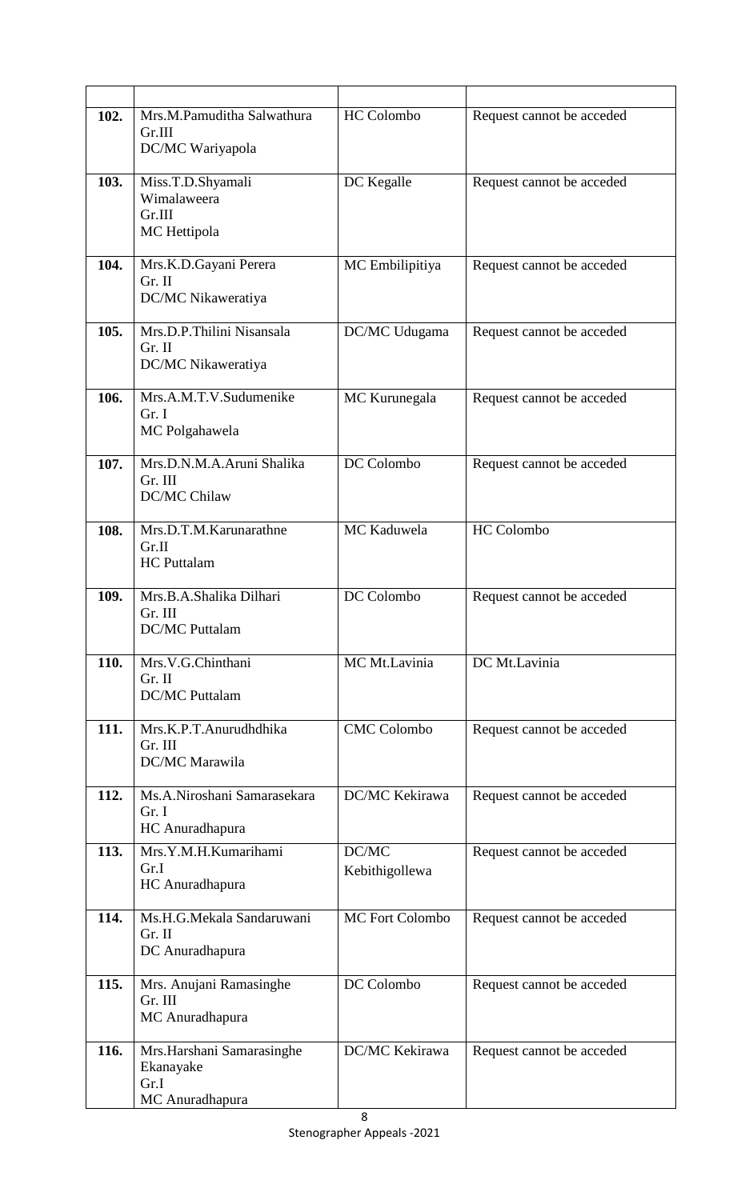| | | | |
|---|---|---|---|
| 102. | Mrs.M.Pamuditha Salwathura Gr.III DC/MC Wariyapola | HC Colombo | Request cannot be acceded |
| 103. | Miss.T.D.Shyamali Wimalaweera Gr.III MC Hettipola | DC Kegalle | Request cannot be acceded |
| 104. | Mrs.K.D.Gayani Perera Gr. II DC/MC Nikaweratiya | MC Embilipitiya | Request cannot be acceded |
| 105. | Mrs.D.P.Thilini Nisansala Gr. II DC/MC Nikaweratiya | DC/MC Udugama | Request cannot be acceded |
| 106. | Mrs.A.M.T.V.Sudumenike Gr. I MC Polgahawela | MC Kurunegala | Request cannot be acceded |
| 107. | Mrs.D.N.M.A.Aruni Shalika Gr. III DC/MC Chilaw | DC Colombo | Request cannot be acceded |
| 108. | Mrs.D.T.M.Karunarathne Gr.II HC Puttalam | MC Kaduwela | HC Colombo |
| 109. | Mrs.B.A.Shalika Dilhari Gr. III DC/MC Puttalam | DC Colombo | Request cannot be acceded |
| 110. | Mrs.V.G.Chinthani Gr. II DC/MC Puttalam | MC Mt.Lavinia | DC Mt.Lavinia |
| 111. | Mrs.K.P.T.Anurudhdhika Gr. III DC/MC Marawila | CMC Colombo | Request cannot be acceded |
| 112. | Ms.A.Niroshani Samarasekara Gr. I HC Anuradhapura | DC/MC Kekirawa | Request cannot be acceded |
| 113. | Mrs.Y.M.H.Kumarihami Gr.I HC Anuradhapura | DC/MC Kebithigollewa | Request cannot be acceded |
| 114. | Ms.H.G.Mekala Sandaruwani Gr. II DC Anuradhapura | MC Fort Colombo | Request cannot be acceded |
| 115. | Mrs. Anujani Ramasinghe Gr. III MC Anuradhapura | DC Colombo | Request cannot be acceded |
| 116. | Mrs.Harshani Samarasinghe Ekanayake Gr.I MC Anuradhapura | DC/MC Kekirawa | Request cannot be acceded |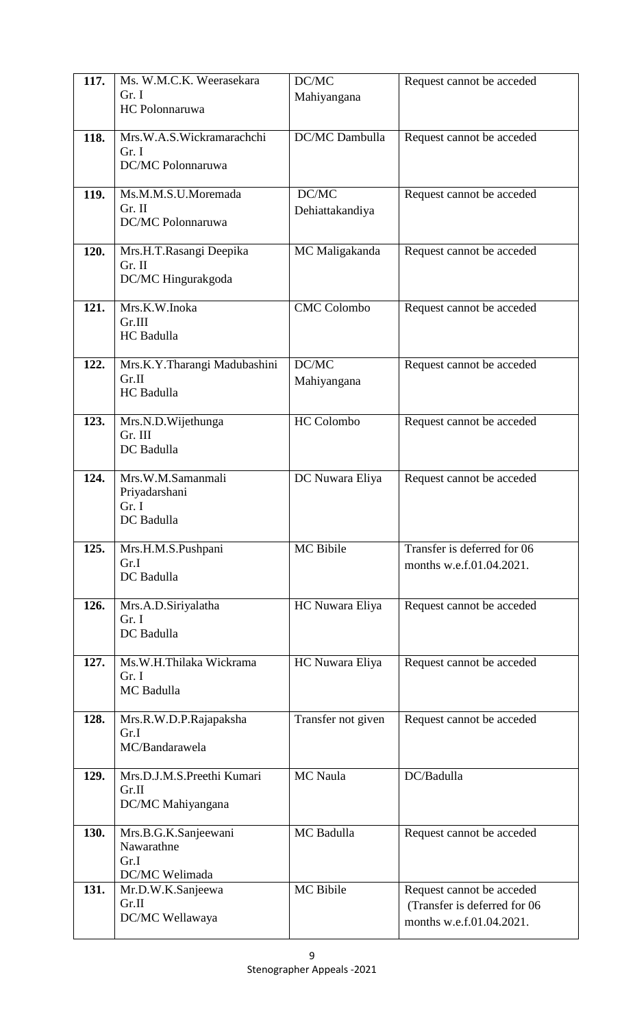| | | | |
|---|---|---|---|
| **117.** | Ms. W.M.C.K. Weerasekara Gr. I HC Polonnaruwa | DC/MC Mahiyangana | Request cannot be acceded |
| **118.** | Mrs.W.A.S.Wickramarachchi Gr. I DC/MC Polonnaruwa | DC/MC Dambulla | Request cannot be acceded |
| **119.** | Ms.M.M.S.U.Moremada Gr. II DC/MC Polonnaruwa | DC/MC Dehiattakandiya | Request cannot be acceded |
| **120.** | Mrs.H.T.Rasangi Deepika Gr. II DC/MC Hingurakgoda | MC Maligakanda | Request cannot be acceded |
| **121.** | Mrs.K.W.Inoka Gr.III HC Badulla | CMC Colombo | Request cannot be acceded |
| **122.** | Mrs.K.Y.Tharangi Madubashini Gr.II HC Badulla | DC/MC Mahiyangana | Request cannot be acceded |
| **123.** | Mrs.N.D.Wijethunga Gr. III DC Badulla | HC Colombo | Request cannot be acceded |
| **124.** | Mrs.W.M.Samanmali Priyadarshani Gr. I DC Badulla | DC Nuwara Eliya | Request cannot be acceded |
| **125.** | Mrs.H.M.S.Pushpani Gr.I DC Badulla | MC Bibile | Transfer is deferred for 06 months w.e.f.01.04.2021. |
| **126.** | Mrs.A.D.Siriyalatha Gr. I DC Badulla | HC Nuwara Eliya | Request cannot be acceded |
| **127.** | Ms.W.H.Thilaka Wickrama Gr. I MC Badulla | HC Nuwara Eliya | Request cannot be acceded |
| **128.** | Mrs.R.W.D.P.Rajapaksha Gr.I MC/Bandarawela | Transfer not given | Request cannot be acceded |
| **129.** | Mrs.D.J.M.S.Preethi Kumari Gr.II DC/MC Mahiyangana | MC Naula | DC/Badulla |
| **130.** | Mrs.B.G.K.Sanjeewani Nawarathne Gr.I DC/MC Welimada | MC Badulla | Request cannot be acceded |
| **131.** | Mr.D.W.K.Sanjeewa Gr.II DC/MC Wellawaya | MC Bibile | Request cannot be acceded (Transfer is deferred for 06 months w.e.f.01.04.2021. |

Stenographer Appeals -2021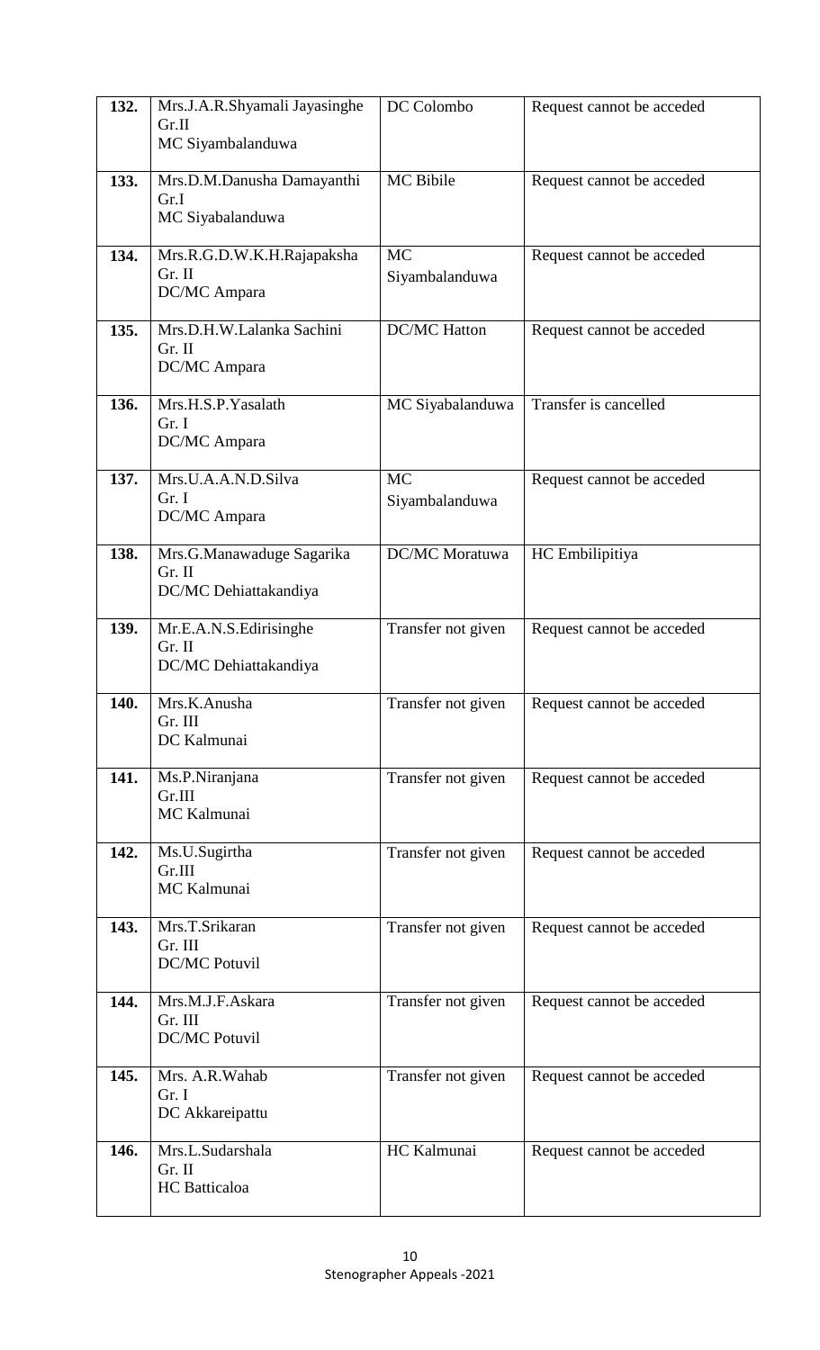| 132. | Mrs.J.A.R.Shyamali Jayasinghe Gr.II MC Siyambalanduwa | DC Colombo | Request cannot be acceded |
|---|---|---|---|
| 133. | Mrs.D.M.Danusha Damayanthi Gr.I MC Siyabalanduwa | MC Bibile | Request cannot be acceded |
| 134. | Mrs.R.G.D.W.K.H.Rajapaksha Gr. II DC/MC Ampara | MC Siyambalanduwa | Request cannot be acceded |
| 135. | Mrs.D.H.W.Lalanka Sachini Gr. II DC/MC Ampara | DC/MC Hatton | Request cannot be acceded |
| 136. | Mrs.H.S.P.Yasalath Gr. I DC/MC Ampara | MC Siyabalanduwa | Transfer is cancelled |
| 137. | Mrs.U.A.A.N.D.Silva Gr. I DC/MC Ampara | MC Siyambalanduwa | Request cannot be acceded |
| 138. | Mrs.G.Manawaduge Sagarika Gr. II DC/MC Dehiattakandiya | DC/MC Moratuwa | HC Embilipitiya |
| 139. | Mr.E.A.N.S.Edirisinghe Gr. II DC/MC Dehiattakandiya | Transfer not given | Request cannot be acceded |
| 140. | Mrs.K.Anusha Gr. III DC Kalmunai | Transfer not given | Request cannot be acceded |
| 141. | Ms.P.Niranjana Gr.III MC Kalmunai | Transfer not given | Request cannot be acceded |
| 142. | Ms.U.Sugirtha Gr.III MC Kalmunai | Transfer not given | Request cannot be acceded |
| 143. | Mrs.T.Srikaran Gr. III DC/MC Potuvil | Transfer not given | Request cannot be acceded |
| 144. | Mrs.M.J.F.Askara Gr. III DC/MC Potuvil | Transfer not given | Request cannot be acceded |
| 145. | Mrs. A.R.Wahab Gr. I DC Akkareipattu | Transfer not given | Request cannot be acceded |
| 146. | Mrs.L.Sudarshala Gr. II HC Batticaloa | HC Kalmunai | Request cannot be acceded |

Stenographer Appeals -2021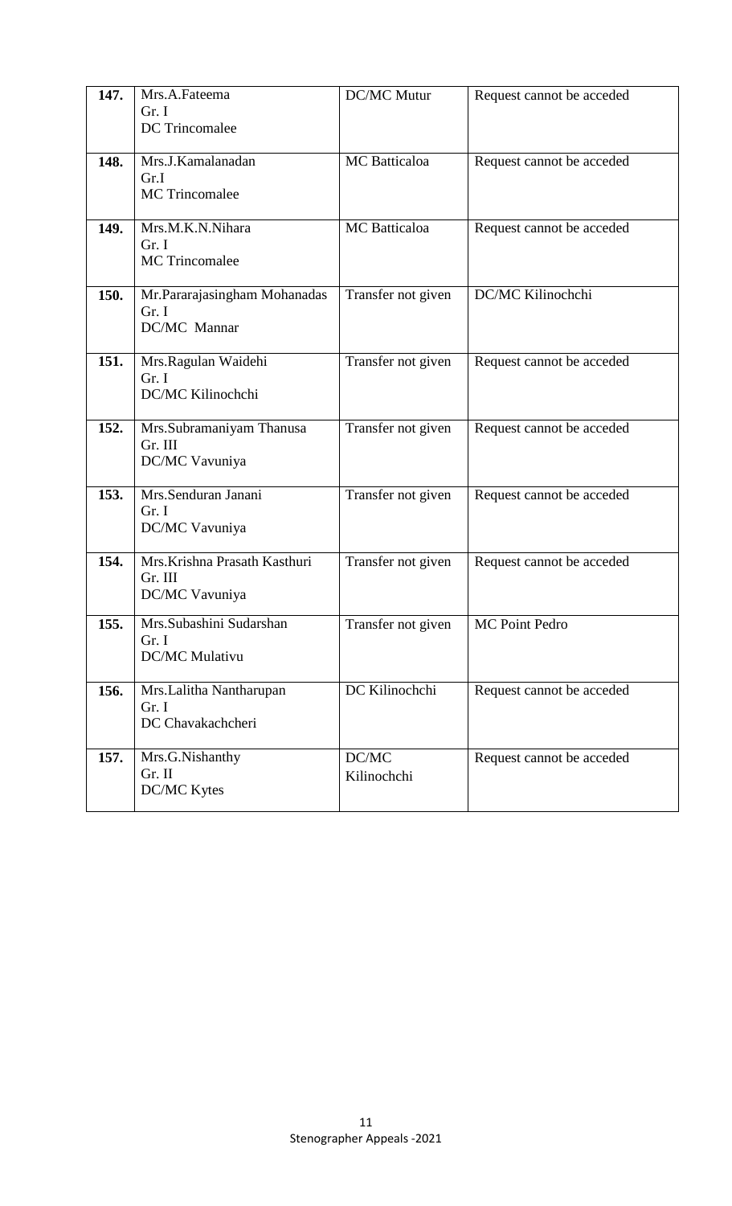| | | | |
|---|---|---|---|
| **147.** | Mrs.A.Fateema<br>Gr. I<br>DC Trincomalee | DC/MC Mutur | Request cannot be acceded |
| **148.** | Mrs.J.Kamalanadan<br>Gr.I<br>MC Trincomalee | MC Batticaloa | Request cannot be acceded |
| **149.** | Mrs.M.K.N.Nihara<br>Gr. I<br>MC Trincomalee | MC Batticaloa | Request cannot be acceded |
| **150.** | Mr.Pararajasingham Mohanadas<br>Gr. I<br>DC/MC Mannar | Transfer not given | DC/MC Kilinochchi |
| **151.** | Mrs.Ragulan Waidehi<br>Gr. I<br>DC/MC Kilinochchi | Transfer not given | Request cannot be acceded |
| **152.** | Mrs.Subramaniyam Thanusa<br>Gr. III<br>DC/MC Vavuniya | Transfer not given | Request cannot be acceded |
| **153.** | Mrs.Senduran Janani<br>Gr. I<br>DC/MC Vavuniya | Transfer not given | Request cannot be acceded |
| **154.** | Mrs.Krishna Prasath Kasthuri<br>Gr. III<br>DC/MC Vavuniya | Transfer not given | Request cannot be acceded |
| **155.** | Mrs.Subashini Sudarshan<br>Gr. I<br>DC/MC Mulativu | Transfer not given | MC Point Pedro |
| **156.** | Mrs.Lalitha Nantharupan<br>Gr. I<br>DC Chavakachcheri | DC Kilinochchi | Request cannot be acceded |
| **157.** | Mrs.G.Nishanthy<br>Gr. II<br>DC/MC Kytes | DC/MC<br>Kilinochchi | Request cannot be acceded |

Stenographer Appeals -2021